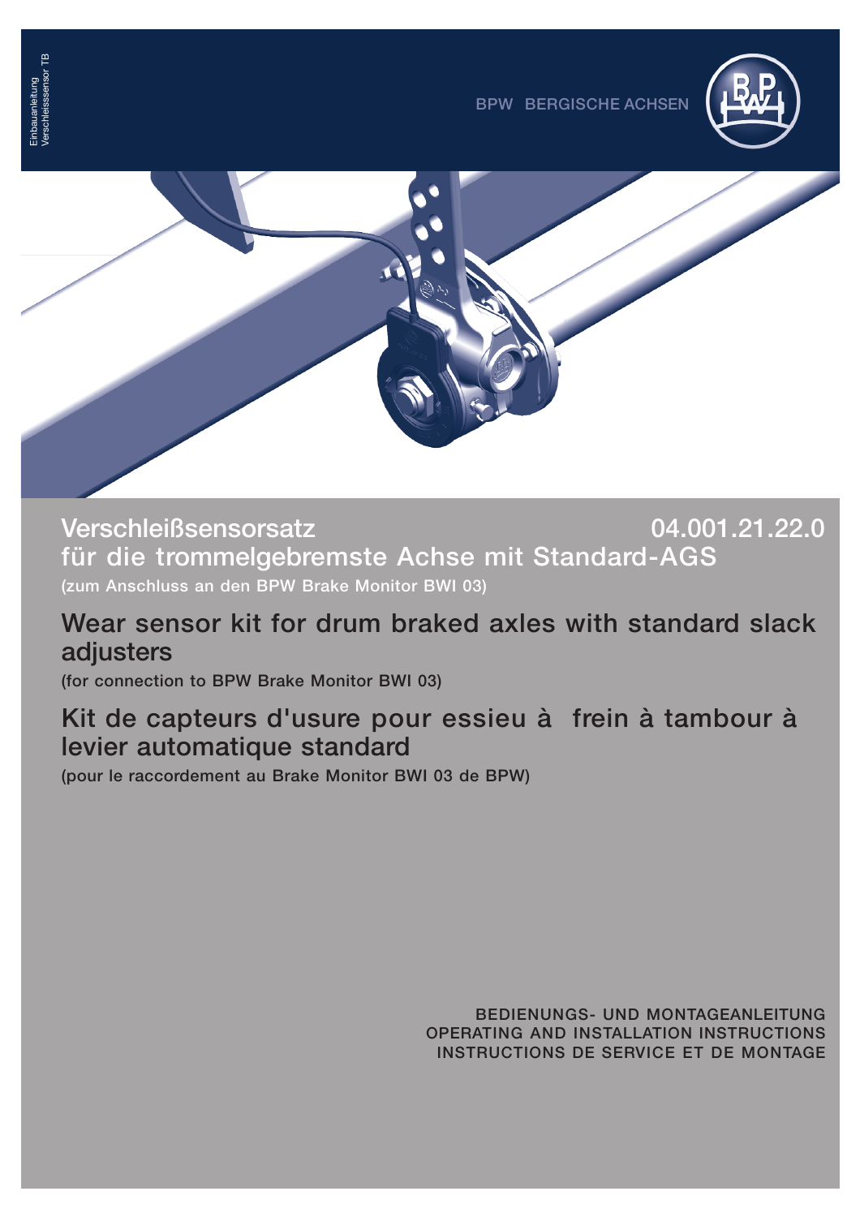Einbauanleitung Verschleisssensor TB

BPW BERGISCHE ACHSEN

# Verschleißsensorsatz 04.001.21.22.0

## für die trommelgebremste Achse mit Standard-AGS

(zum Anschluss an den BPW Brake Monitor BWI 03)

# Wear sensor kit for drum braked axles with standard slack adjusters

(for connection to BPW Brake Monitor BWI 03)

# Kit de capteurs d'usure pour essieu à frein à tambour à levier automatique standard

(pour le raccordement au Brake Monitor BWI 03 de BPW)

**BEDIENUNGS- UND MONTAGEANLEITUNG**
**OPERATING AND INSTALLATION INSTRUCTIONS**
**INSTRUCTIONS DE SERVICE ET DE MONTAGE**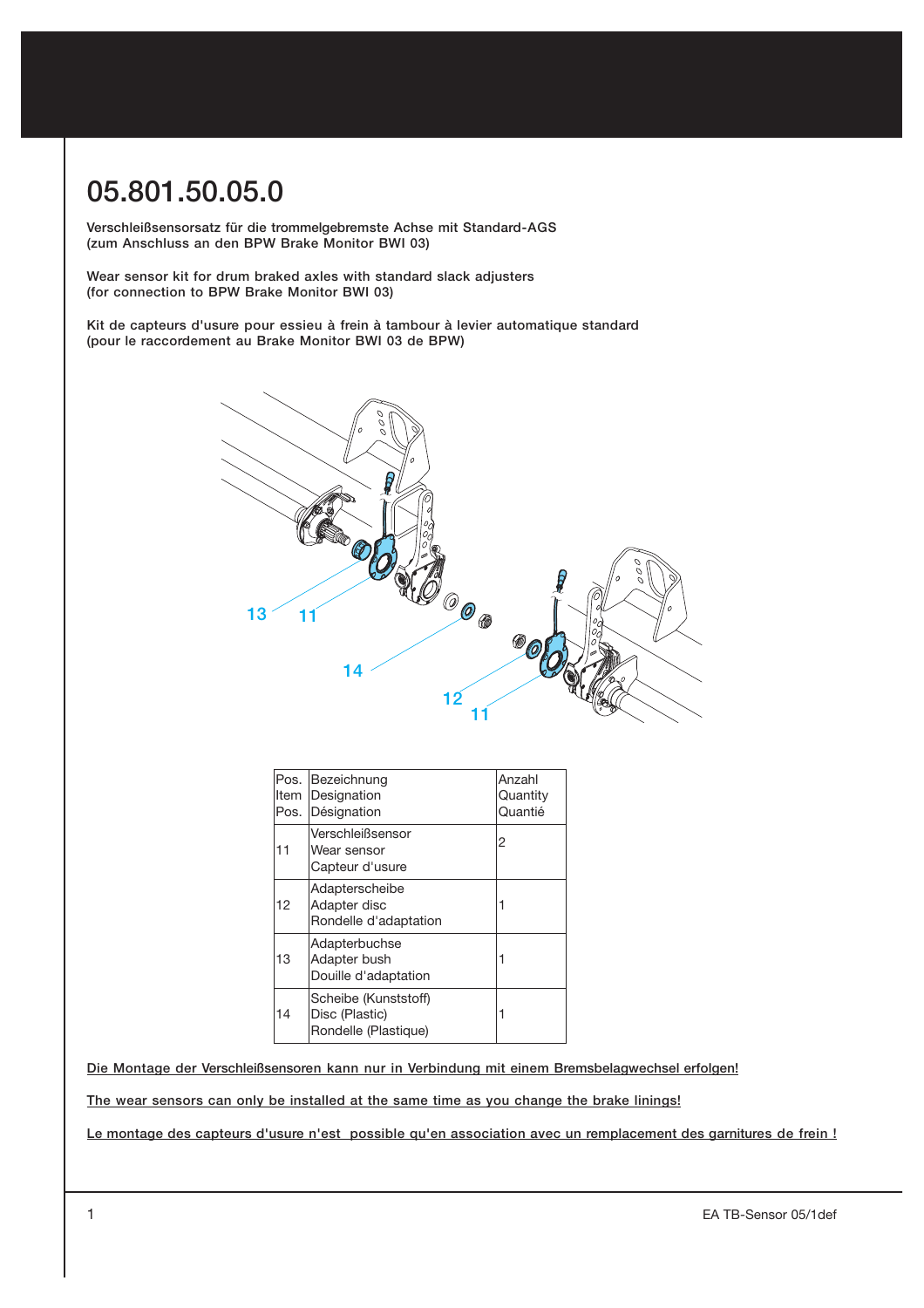# 05.801.50.05.0

**Verschleißsensorsatz für die trommelgebremste Achse mit Standard-AGS (zum Anschluss an den BPW Brake Monitor BWI 03)**

**Wear sensor kit for drum braked axles with standard slack adjusters (for connection to BPW Brake Monitor BWI 03)**

**Kit de capteurs d'usure pour essieu à frein à tambour à levier automatique standard (pour le raccordement au Brake Monitor BWI 03 de BPW)**

| Pos. Item Pos. | Bezeichnung Designation Désignation | Anzahl Quantity Quantié |
|---|---|---|
| 11 | Verschleißsensor Wear sensor Capteur d'usure | 2 |
| 12 | Adapterscheibe Adapter disc Rondelle d'adaptation | 1 |
| 13 | Adapterbuchse Adapter bush Douille d'adaptation | 1 |
| 14 | Scheibe (Kunststoff) Disc (Plastic) Rondelle (Plastique) | 1 |

Die Montage der Verschleißsensoren kann nur in Verbindung mit einem Bremsbelagwechsel erfolgen!

The wear sensors can only be installed at the same time as you change the brake linings!

Le montage des capteurs d'usure n'est possible qu'en association avec un remplacement des garnitures de frein !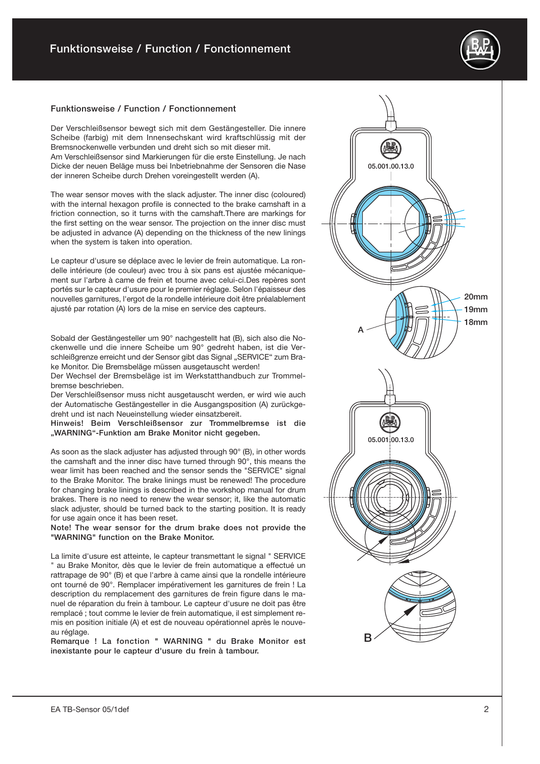# Funktionsweise / Function / Fonctionnement

## Funktionsweise / Function / Fonctionnement

Der Verschleißsensor bewegt sich mit dem Gestängesteller. Die innere Scheibe (farbig) mit dem Innensechskant wird kraftschlüssig mit der Bremsnockenwelle verbunden und dreht sich so mit dieser mit.
Am Verschleißsensor sind Markierungen für die erste Einstellung. Je nach Dicke der neuen Beläge muss bei Inbetriebnahme der Sensoren die Nase der inneren Scheibe durch Drehen voreingestellt werden (A).

The wear sensor moves with the slack adjuster. The inner disc (coloured) with the internal hexagon profile is connected to the brake camshaft in a friction connection, so it turns with the camshaft.There are markings for the first setting on the wear sensor. The projection on the inner disc must be adjusted in advance (A) depending on the thickness of the new linings when the system is taken into operation.

Le capteur d'usure se déplace avec le levier de frein automatique. La rondelle intérieure (de couleur) avec trou à six pans est ajustée mécaniquement sur l'arbre à came de frein et tourne avec celui-ci.Des repères sont portés sur le capteur d'usure pour le premier réglage. Selon l'épaisseur des nouvelles garnitures, l'ergot de la rondelle intérieure doit être préalablement ajusté par rotation (A) lors de la mise en service des capteurs.

Sobald der Gestängesteller um 90° nachgestellt hat (B), sich also die Nockenwelle und die innere Scheibe um 90° gedreht haben, ist die Verschleißgrenze erreicht und der Sensor gibt das Signal „SERVICE“ zum Brake Monitor. Die Bremsbeläge müssen ausgetauscht werden!
Der Wechsel der Bremsbeläge ist im Werkstatthandbuch zur Trommelbremse beschrieben.
Der Verschleißsensor muss nicht ausgetauscht werden, er wird wie auch der Automatische Gestängesteller in die Ausgangsposition (A) zurückgedreht und ist nach Neueinstellung wieder einsatzbereit.
**Hinweis! Beim Verschleißsensor zur Trommelbremse ist die „WARNING“-Funktion am Brake Monitor nicht gegeben.**

As soon as the slack adjuster has adjusted through 90° (B), in other words the camshaft and the inner disc have turned through 90°, this means the wear limit has been reached and the sensor sends the "SERVICE" signal to the Brake Monitor. The brake linings must be renewed! The procedure for changing brake linings is described in the workshop manual for drum brakes. There is no need to renew the wear sensor; it, like the automatic slack adjuster, should be turned back to the starting position. It is ready for use again once it has been reset.
**Note! The wear sensor for the drum brake does not provide the "WARNING" function on the Brake Monitor.**

La limite d'usure est atteinte, le capteur transmettant le signal " SERVICE " au Brake Monitor, dès que le levier de frein automatique a effectué un rattrapage de 90° (B) et que l'arbre à came ainsi que la rondelle intérieure ont tourné de 90°. Remplacer impérativement les garnitures de frein ! La description du remplacement des garnitures de frein figure dans le manuel de réparation du frein à tambour. Le capteur d'usure ne doit pas être remplacé ; tout comme le levier de frein automatique, il est simplement remis en position initiale (A) et est de nouveau opérationnel après le nouveau réglage.
**Remarque ! La fonction " WARNING " du Brake Monitor est inexistante pour le capteur d'usure du frein à tambour.**

05.001.00.13.0

20mm
19mm
18mm

A

05.001.00.13.0

B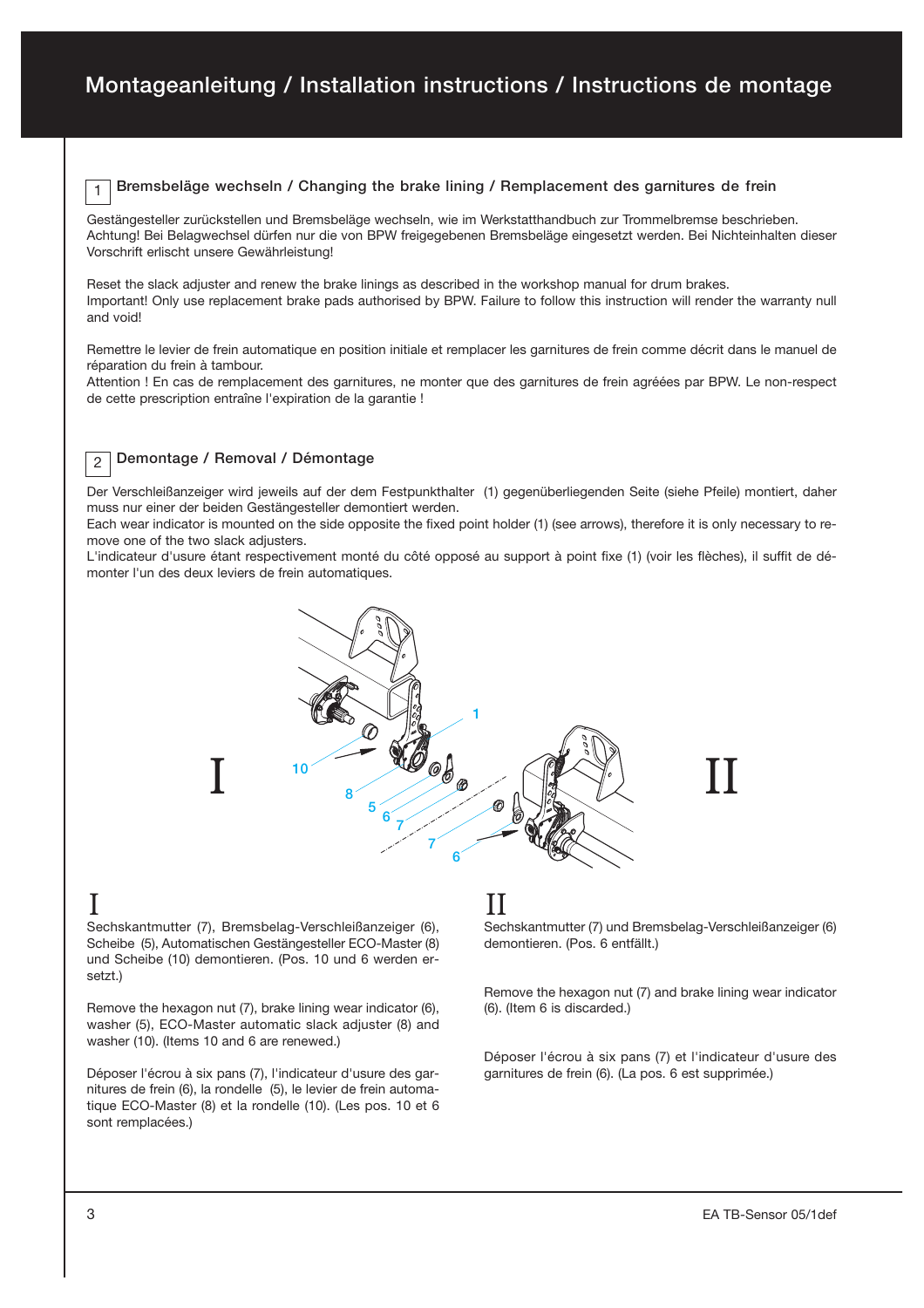# Montageanleitung / Installation instructions / Instructions de montage

## 1 Bremsbeläge wechseln / Changing the brake lining / Remplacement des garnitures de frein

Gestängesteller zurückstellen und Bremsbeläge wechseln, wie im Werkstatthandbuch zur Trommelbremse beschrieben.
Achtung! Bei Belagwechsel dürfen nur die von BPW freigegebenen Bremsbeläge eingesetzt werden. Bei Nichteinhalten dieser Vorschrift erlischt unsere Gewährleistung!

Reset the slack adjuster and renew the brake linings as described in the workshop manual for drum brakes.
Important! Only use replacement brake pads authorised by BPW. Failure to follow this instruction will render the warranty null and void!

Remettre le levier de frein automatique en position initiale et remplacer les garnitures de frein comme décrit dans le manuel de réparation du frein à tambour.
Attention ! En cas de remplacement des garnitures, ne monter que des garnitures de frein agréées par BPW. Le non-respect de cette prescription entraîne l'expiration de la garantie !

## 2 Demontage / Removal / Démontage

Der Verschleißanzeiger wird jeweils auf der dem Festpunkthalter (1) gegenüberliegenden Seite (siehe Pfeile) montiert, daher muss nur einer der beiden Gestängesteller demontiert werden.
Each wear indicator is mounted on the side opposite the fixed point holder (1) (see arrows), therefore it is only necessary to remove one of the two slack adjusters.
L'indicateur d'usure étant respectivement monté du côté opposé au support à point fixe (1) (voir les flèches), il suffit de démonter l'un des deux leviers de frein automatiques.

### I

Sechskantmutter (7), Bremsbelag-Verschleißanzeiger (6), Scheibe (5), Automatischen Gestängesteller ECO-Master (8) und Scheibe (10) demontieren. (Pos. 10 und 6 werden ersetzt.)

Remove the hexagon nut (7), brake lining wear indicator (6), washer (5), ECO-Master automatic slack adjuster (8) and washer (10). (Items 10 and 6 are renewed.)

Déposer l'écrou à six pans (7), l'indicateur d'usure des garnitures de frein (6), la rondelle (5), le levier de frein automatique ECO-Master (8) et la rondelle (10). (Les pos. 10 et 6 sont remplacées.)

### II

Sechskantmutter (7) und Bremsbelag-Verschleißanzeiger (6) demontieren. (Pos. 6 entfällt.)

Remove the hexagon nut (7) and brake lining wear indicator (6). (Item 6 is discarded.)

Déposer l'écrou à six pans (7) et l'indicateur d'usure des garnitures de frein (6). (La pos. 6 est supprimée.)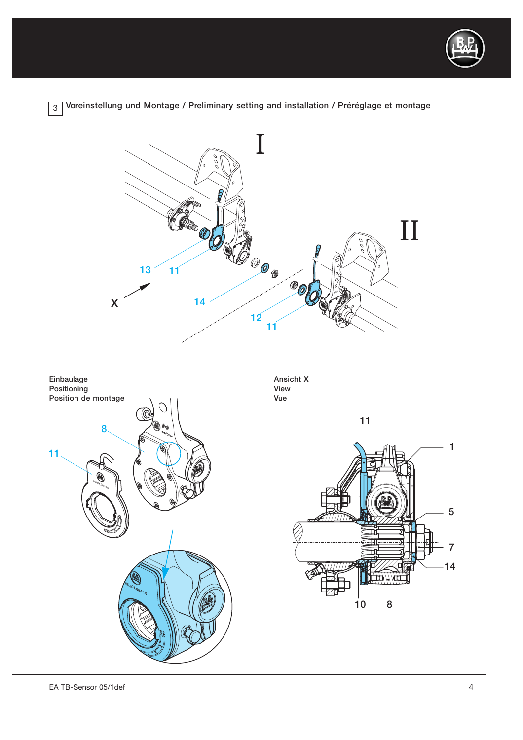## 3 Voreinstellung und Montage / Preliminary setting and installation / Préréglage et montage

I

II

13 11

X

14

12 11

Einbaulage
Positioning
Position de montage

8

11

Ansicht X
View
Vue

11

1

5

7

14

10 8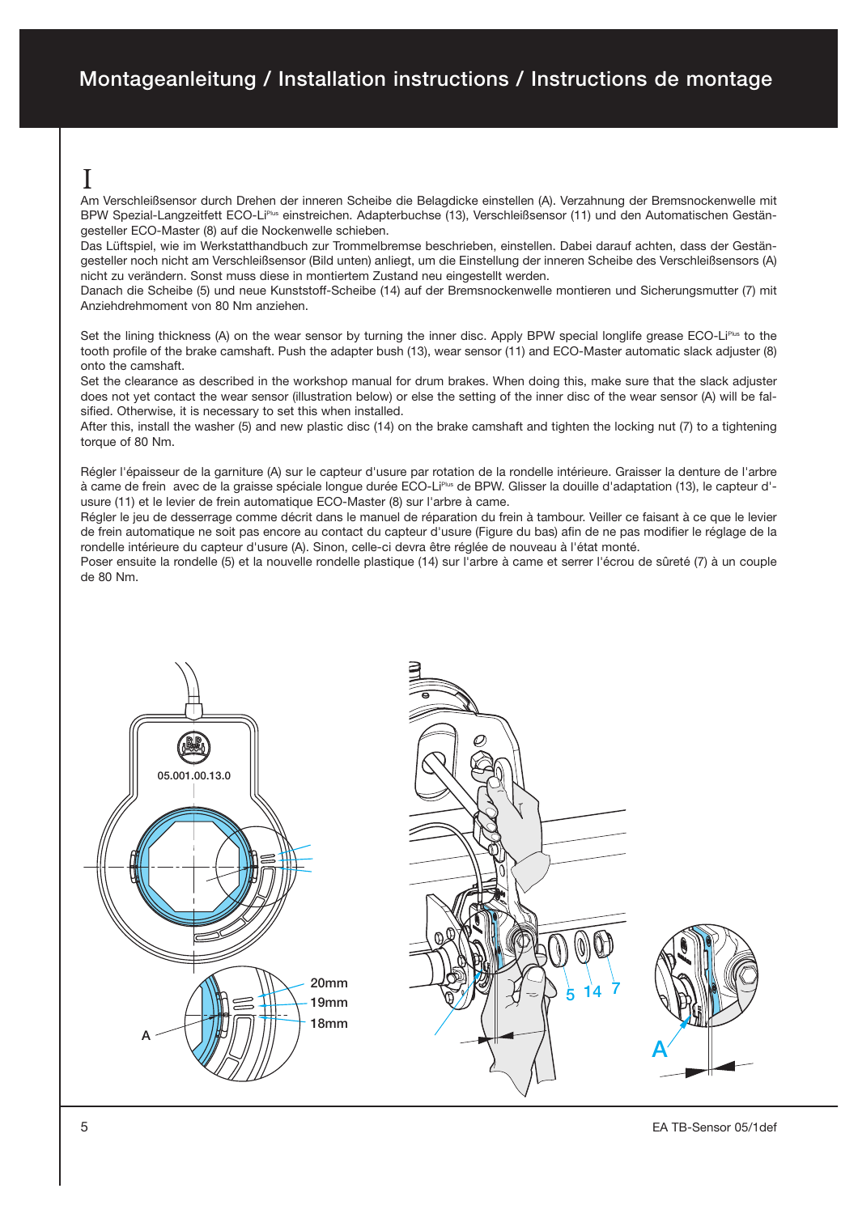# Montageanleitung / Installation instructions / Instructions de montage

## I

Am Verschleißsensor durch Drehen der inneren Scheibe die Belagdicke einstellen (A). Verzahnung der Bremsnockenwelle mit BPW Spezial-Langzeitfett ECO-Li$^{Plus}$ einstreichen. Adapterbuchse (13), Verschleißsensor (11) und den Automatischen Gestängesteller ECO-Master (8) auf die Nockenwelle schieben.
Das Lüftspiel, wie im Werkstatthandbuch zur Trommelbremse beschrieben, einstellen. Dabei darauf achten, dass der Gestängesteller noch nicht am Verschleißsensor (Bild unten) anliegt, um die Einstellung der inneren Scheibe des Verschleißsensors (A) nicht zu verändern. Sonst muss diese in montiertem Zustand neu eingestellt werden.
Danach die Scheibe (5) und neue Kunststoff-Scheibe (14) auf der Bremsnockenwelle montieren und Sicherungsmutter (7) mit Anziehdrehmoment von 80 Nm anziehen.

Set the lining thickness (A) on the wear sensor by turning the inner disc. Apply BPW special longlife grease ECO-Li$^{Plus}$ to the tooth profile of the brake camshaft. Push the adapter bush (13), wear sensor (11) and ECO-Master automatic slack adjuster (8) onto the camshaft.
Set the clearance as described in the workshop manual for drum brakes. When doing this, make sure that the slack adjuster does not yet contact the wear sensor (illustration below) or else the setting of the inner disc of the wear sensor (A) will be falsified. Otherwise, it is necessary to set this when installed.
After this, install the washer (5) and new plastic disc (14) on the brake camshaft and tighten the locking nut (7) to a tightening torque of 80 Nm.

Régler l'épaisseur de la garniture (A) sur le capteur d'usure par rotation de la rondelle intérieure. Graisser la denture de l'arbre à came de frein avec de la graisse spéciale longue durée ECO-Li$^{Plus}$ de BPW. Glisser la douille d'adaptation (13), le capteur d'usure (11) et le levier de frein automatique ECO-Master (8) sur l'arbre à came.
Régler le jeu de desserrage comme décrit dans le manuel de réparation du frein à tambour. Veiller ce faisant à ce que le levier de frein automatique ne soit pas encore au contact du capteur d'usure (Figure du bas) afin de ne pas modifier le réglage de la rondelle intérieure du capteur d'usure (A). Sinon, celle-ci devra être réglée de nouveau à l'état monté.
Poser ensuite la rondelle (5) et la nouvelle rondelle plastique (14) sur l'arbre à came et serrer l'écrou de sûreté (7) à un couple de 80 Nm.

05.001.00.13.0

20mm
19mm
18mm
A

5 14 7

A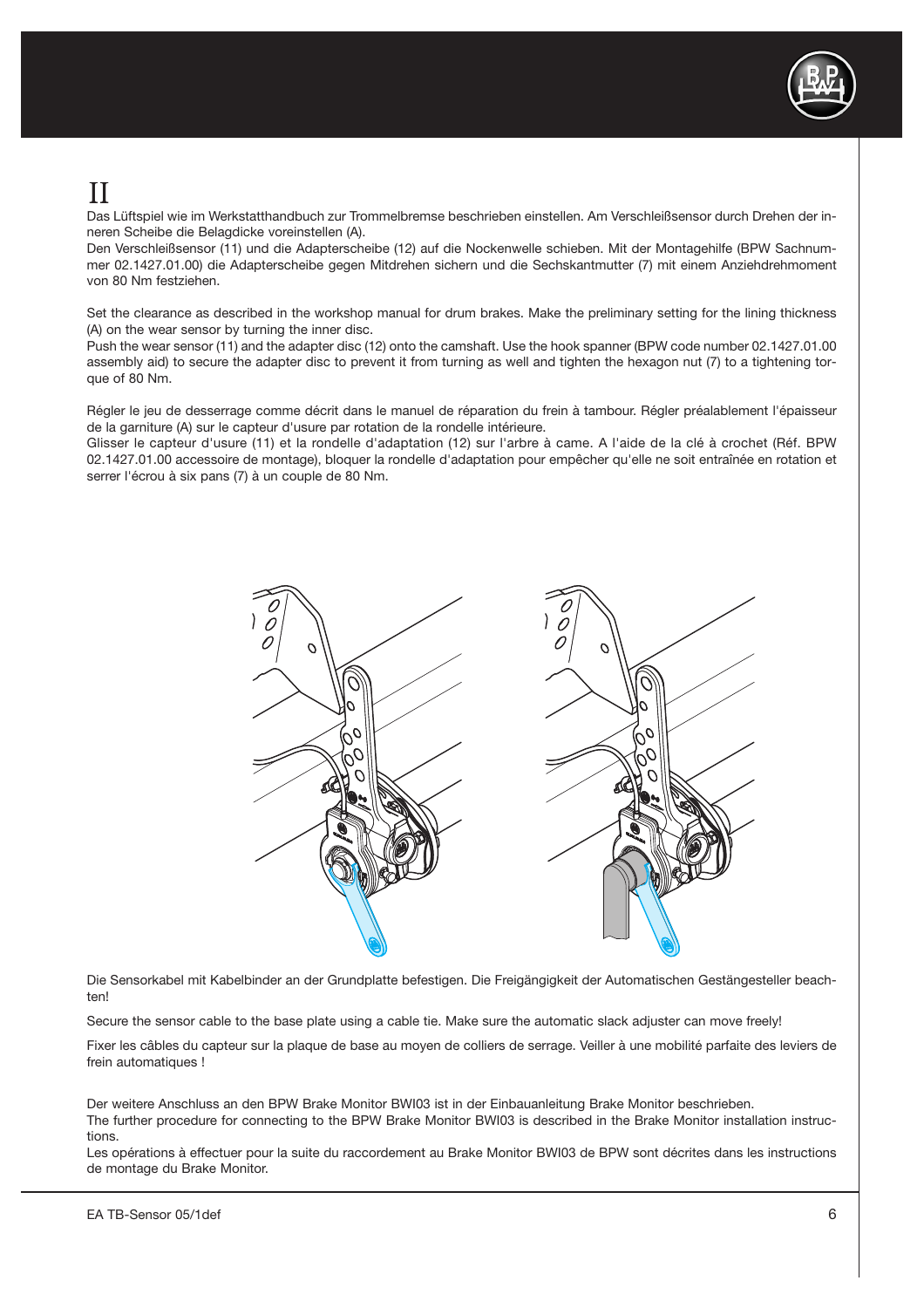# II

Das Lüftspiel wie im Werkstatthandbuch zur Trommelbremse beschrieben einstellen. Am Verschleißsensor durch Drehen der inneren Scheibe die Belagdicke voreinstellen (A).
Den Verschleißsensor (11) und die Adapterscheibe (12) auf die Nockenwelle schieben. Mit der Montagehilfe (BPW Sachnummer 02.1427.01.00) die Adapterscheibe gegen Mitdrehen sichern und die Sechskantmutter (7) mit einem Anziehdrehmoment von 80 Nm festziehen.

Set the clearance as described in the workshop manual for drum brakes. Make the preliminary setting for the lining thickness (A) on the wear sensor by turning the inner disc.
Push the wear sensor (11) and the adapter disc (12) onto the camshaft. Use the hook spanner (BPW code number 02.1427.01.00 assembly aid) to secure the adapter disc to prevent it from turning as well and tighten the hexagon nut (7) to a tightening torque of 80 Nm.

Régler le jeu de desserrage comme décrit dans le manuel de réparation du frein à tambour. Régler préalablement l'épaisseur de la garniture (A) sur le capteur d'usure par rotation de la rondelle intérieure.
Glisser le capteur d'usure (11) et la rondelle d'adaptation (12) sur l'arbre à came. A l'aide de la clé à crochet (Réf. BPW 02.1427.01.00 accessoire de montage), bloquer la rondelle d'adaptation pour empêcher qu'elle ne soit entraînée en rotation et serrer l'écrou à six pans (7) à un couple de 80 Nm.

Die Sensorkabel mit Kabelbinder an der Grundplatte befestigen. Die Freigängigkeit der Automatischen Gestängesteller beachten!

Secure the sensor cable to the base plate using a cable tie. Make sure the automatic slack adjuster can move freely!

Fixer les câbles du capteur sur la plaque de base au moyen de colliers de serrage. Veiller à une mobilité parfaite des leviers de frein automatiques !

Der weitere Anschluss an den BPW Brake Monitor BWI03 ist in der Einbauanleitung Brake Monitor beschrieben.
The further procedure for connecting to the BPW Brake Monitor BWI03 is described in the Brake Monitor installation instructions.
Les opérations à effectuer pour la suite du raccordement au Brake Monitor BWI03 de BPW sont décrites dans les instructions de montage du Brake Monitor.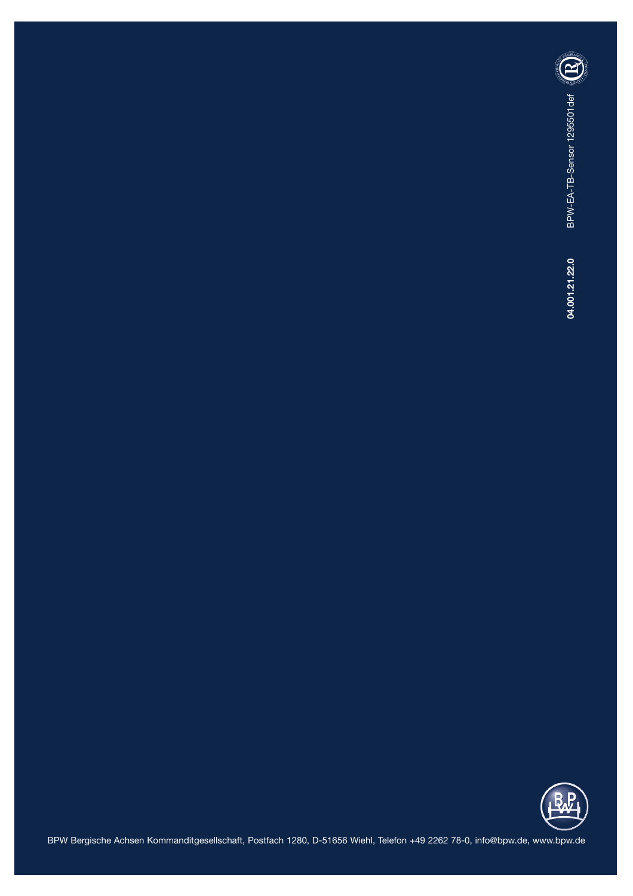BPW-EA-TB-Sensor 1295501def

04.001.21.22.0

BPW Bergische Achsen Kommanditgesellschaft, Postfach 1280, D-51656 Wiehl, Telefon +49 2262 78-0, info@bpw.de, www.bpw.de